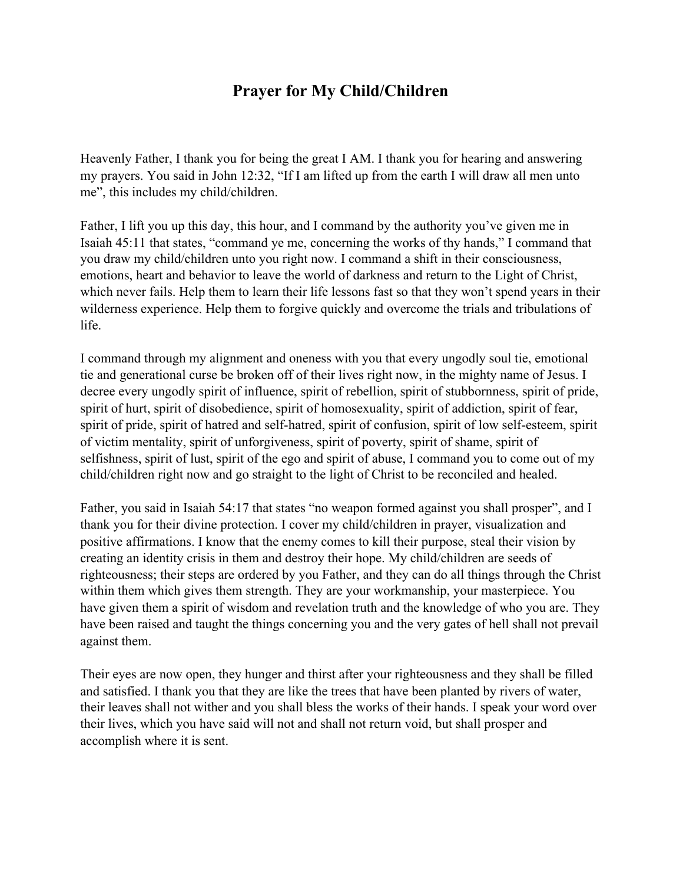# Prayer for My Child/Children

Heavenly Father, I thank you for being the great I AM. I thank you for hearing and answering my prayers. You said in John 12:32, "If I am lifted up from the earth I will draw all men unto me", this includes my child/children.

Father, I lift you up this day, this hour, and I command by the authority you've given me in Isaiah 45:11 that states, "command ye me, concerning the works of thy hands," I command that you draw my child/children unto you right now. I command a shift in their consciousness, emotions, heart and behavior to leave the world of darkness and return to the Light of Christ, which never fails. Help them to learn their life lessons fast so that they won't spend years in their wilderness experience. Help them to forgive quickly and overcome the trials and tribulations of life.

I command through my alignment and oneness with you that every ungodly soul tie, emotional tie and generational curse be broken off of their lives right now, in the mighty name of Jesus. I decree every ungodly spirit of influence, spirit of rebellion, spirit of stubbornness, spirit of pride, spirit of hurt, spirit of disobedience, spirit of homosexuality, spirit of addiction, spirit of fear, spirit of pride, spirit of hatred and self-hatred, spirit of confusion, spirit of low self-esteem, spirit of victim mentality, spirit of unforgiveness, spirit of poverty, spirit of shame, spirit of selfishness, spirit of lust, spirit of the ego and spirit of abuse, I command you to come out of my child/children right now and go straight to the light of Christ to be reconciled and healed.

Father, you said in Isaiah 54:17 that states "no weapon formed against you shall prosper", and I thank you for their divine protection. I cover my child/children in prayer, visualization and positive affirmations. I know that the enemy comes to kill their purpose, steal their vision by creating an identity crisis in them and destroy their hope. My child/children are seeds of righteousness; their steps are ordered by you Father, and they can do all things through the Christ within them which gives them strength. They are your workmanship, your masterpiece. You have given them a spirit of wisdom and revelation truth and the knowledge of who you are. They have been raised and taught the things concerning you and the very gates of hell shall not prevail against them.

Their eyes are now open, they hunger and thirst after your righteousness and they shall be filled and satisfied. I thank you that they are like the trees that have been planted by rivers of water, their leaves shall not wither and you shall bless the works of their hands. I speak your word over their lives, which you have said will not and shall not return void, but shall prosper and accomplish where it is sent.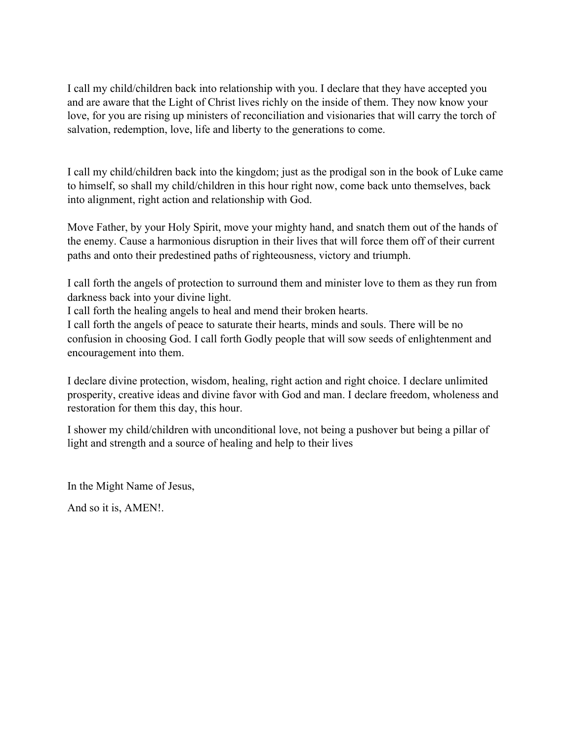I call my child/children back into relationship with you. I declare that they have accepted you and are aware that the Light of Christ lives richly on the inside of them. They now know your love, for you are rising up ministers of reconciliation and visionaries that will carry the torch of salvation, redemption, love, life and liberty to the generations to come.

I call my child/children back into the kingdom; just as the prodigal son in the book of Luke came to himself, so shall my child/children in this hour right now, come back unto themselves, back into alignment, right action and relationship with God.

Move Father, by your Holy Spirit, move your mighty hand, and snatch them out of the hands of the enemy. Cause a harmonious disruption in their lives that will force them off of their current paths and onto their predestined paths of righteousness, victory and triumph.

I call forth the angels of protection to surround them and minister love to them as they run from darkness back into your divine light.
I call forth the healing angels to heal and mend their broken hearts.
I call forth the angels of peace to saturate their hearts, minds and souls. There will be no confusion in choosing God. I call forth Godly people that will sow seeds of enlightenment and encouragement into them.

I declare divine protection, wisdom, healing, right action and right choice. I declare unlimited prosperity, creative ideas and divine favor with God and man. I declare freedom, wholeness and restoration for them this day, this hour.

I shower my child/children with unconditional love, not being a pushover but being a pillar of light and strength and a source of healing and help to their lives

In the Might Name of Jesus,

And so it is, AMEN!.